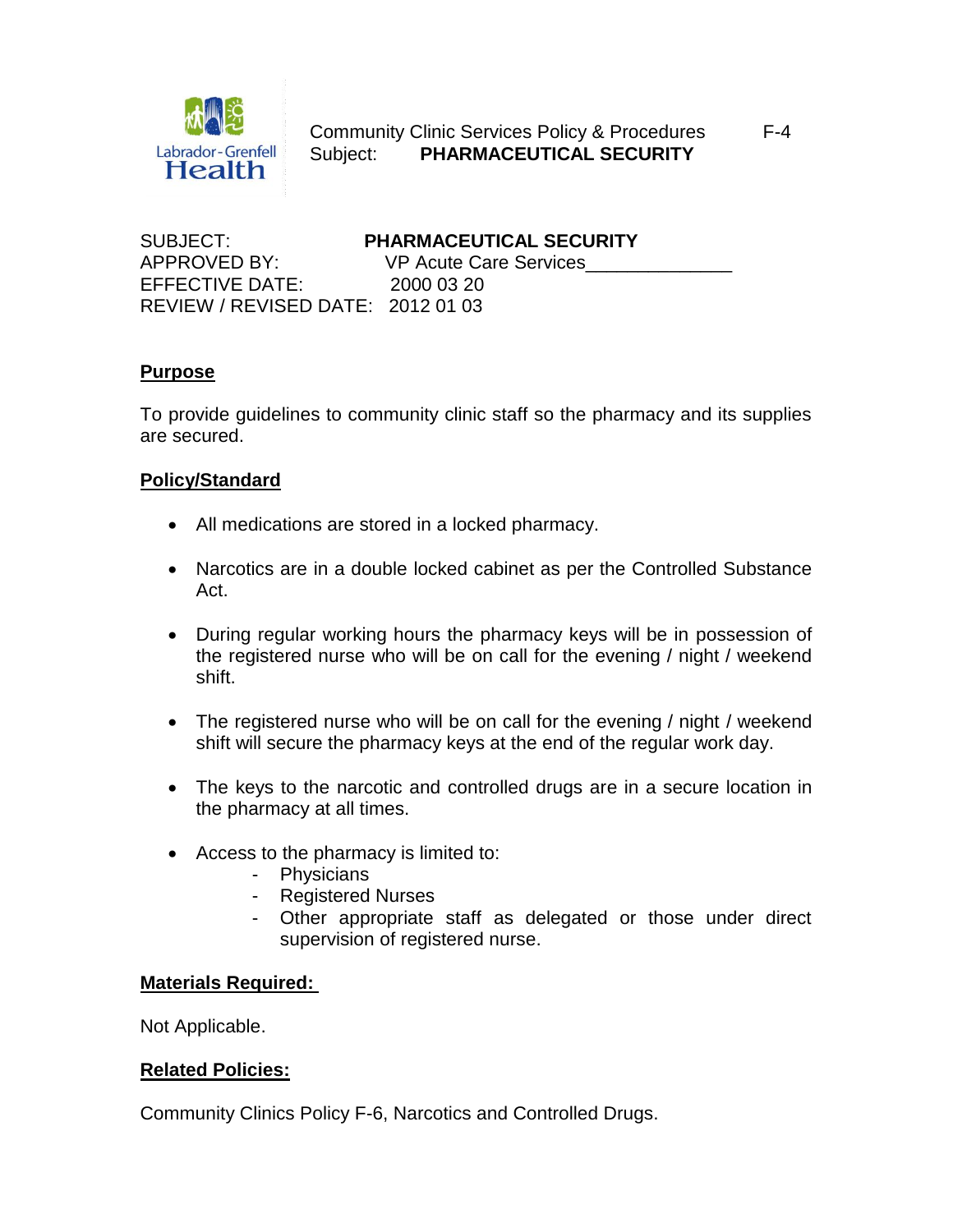SUBJECT: **PHARMACEUTICAL SECURITY**
APPROVED BY: VP Acute Care Services______________
EFFECTIVE DATE: 2000 03 20
REVIEW / REVISED DATE: 2012 01 03

## Purpose

To provide guidelines to community clinic staff so the pharmacy and its supplies are secured.

## Policy/Standard

- All medications are stored in a locked pharmacy.
- Narcotics are in a double locked cabinet as per the Controlled Substance Act.
- During regular working hours the pharmacy keys will be in possession of the registered nurse who will be on call for the evening / night / weekend shift.
- The registered nurse who will be on call for the evening / night / weekend shift will secure the pharmacy keys at the end of the regular work day.
- The keys to the narcotic and controlled drugs are in a secure location in the pharmacy at all times.
- Access to the pharmacy is limited to:
  - Physicians
  - Registered Nurses
  - Other appropriate staff as delegated or those under direct supervision of registered nurse.

## Materials Required:

Not Applicable.

## Related Policies:

Community Clinics Policy F-6, Narcotics and Controlled Drugs.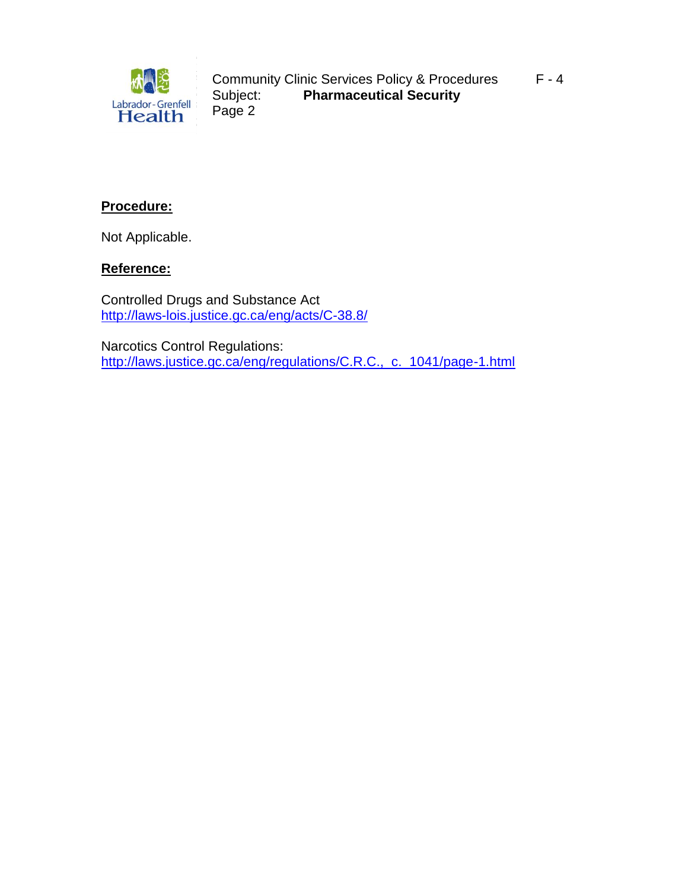**Procedure:**

Not Applicable.

**Reference:**

Controlled Drugs and Substance Act
http://laws-lois.justice.gc.ca/eng/acts/C-38.8/

Narcotics Control Regulations:
http://laws.justice.gc.ca/eng/regulations/C.R.C.,_c._1041/page-1.html